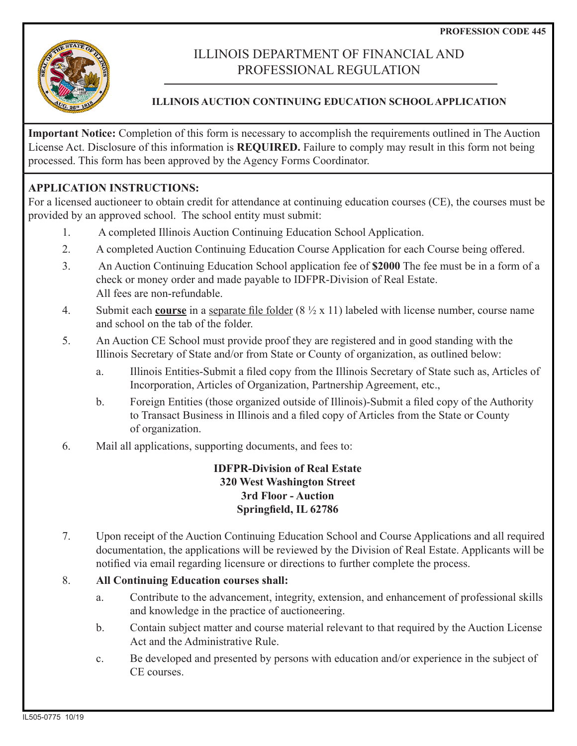**PROFESSION CODE 445**

# ILLINOIS DEPARTMENT OF FINANCIAL AND PROFESSIONAL REGULATION

## ILLINOIS AUCTION CONTINUING EDUCATION SCHOOL APPLICATION

**Important Notice:** Completion of this form is necessary to accomplish the requirements outlined in The Auction License Act. Disclosure of this information is **REQUIRED.** Failure to comply may result in this form not being processed. This form has been approved by the Agency Forms Coordinator.

**APPLICATION INSTRUCTIONS:**

For a licensed auctioneer to obtain credit for attendance at continuing education courses (CE), the courses must be provided by an approved school. The school entity must submit:

1. A completed Illinois Auction Continuing Education School Application.
2. A completed Auction Continuing Education Course Application for each Course being offered.
3. An Auction Continuing Education School application fee of **$2000** The fee must be in a form of a check or money order and made payable to IDFPR-Division of Real Estate. All fees are non-refundable.
4. Submit each **course** in a separate file folder (8 ½ x 11) labeled with license number, course name and school on the tab of the folder.
5. An Auction CE School must provide proof they are registered and in good standing with the Illinois Secretary of State and/or from State or County of organization, as outlined below:
   a. Illinois Entities-Submit a filed copy from the Illinois Secretary of State such as, Articles of Incorporation, Articles of Organization, Partnership Agreement, etc.,
   b. Foreign Entities (those organized outside of Illinois)-Submit a filed copy of the Authority to Transact Business in Illinois and a filed copy of Articles from the State or County of organization.
6. Mail all applications, supporting documents, and fees to:

   **IDFPR-Division of Real Estate**
   **320 West Washington Street**
   **3rd Floor - Auction**
   **Springfield, IL 62786**

7. Upon receipt of the Auction Continuing Education School and Course Applications and all required documentation, the applications will be reviewed by the Division of Real Estate. Applicants will be notified via email regarding licensure or directions to further complete the process.
8. **All Continuing Education courses shall:**
   a. Contribute to the advancement, integrity, extension, and enhancement of professional skills and knowledge in the practice of auctioneering.
   b. Contain subject matter and course material relevant to that required by the Auction License Act and the Administrative Rule.
   c. Be developed and presented by persons with education and/or experience in the subject of CE courses.

IL505-0775 10/19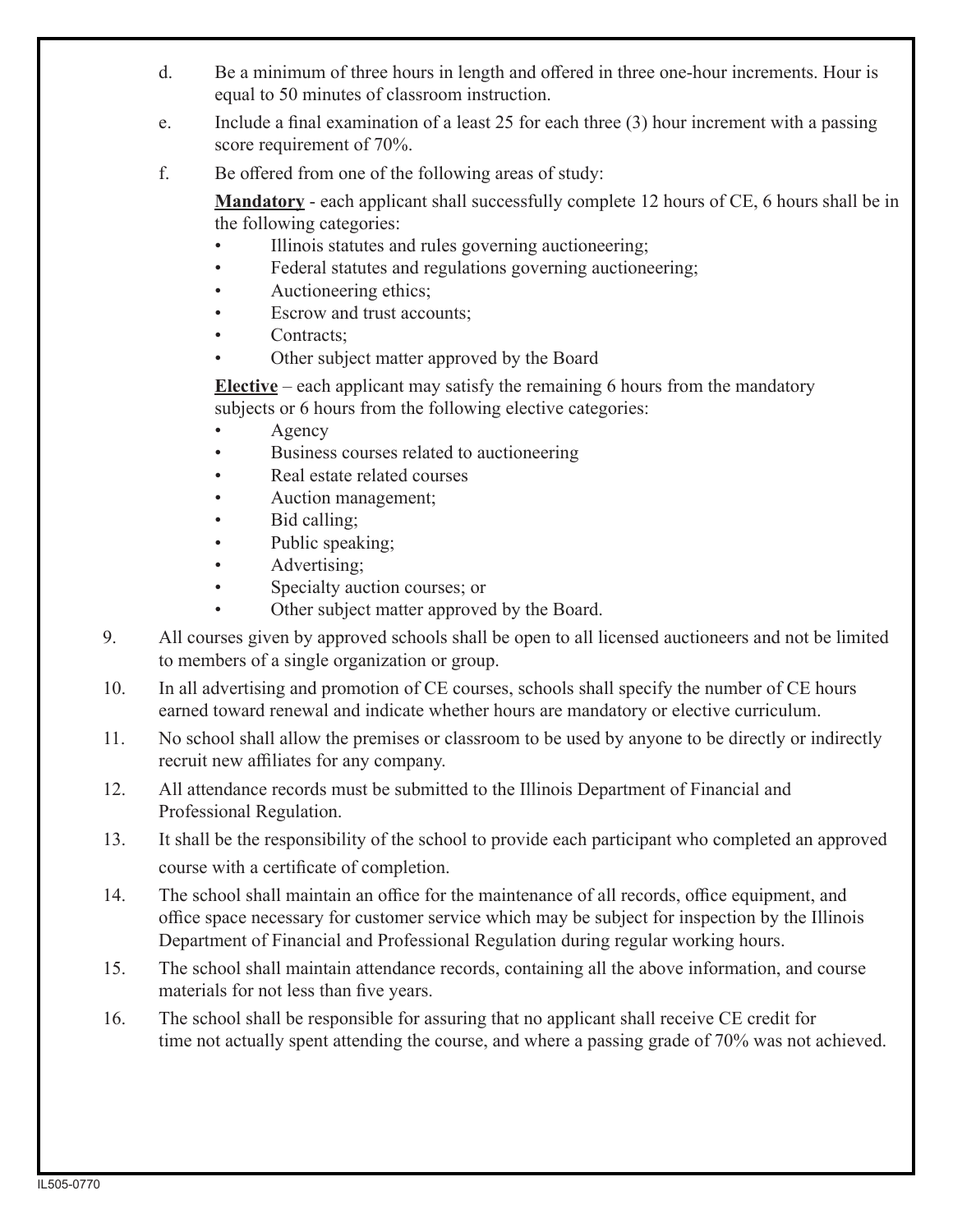d. Be a minimum of three hours in length and offered in three one-hour increments. Hour is equal to 50 minutes of classroom instruction.

e. Include a final examination of a least 25 for each three (3) hour increment with a passing score requirement of 70%.

f. Be offered from one of the following areas of study:

**Mandatory** - each applicant shall successfully complete 12 hours of CE, 6 hours shall be in the following categories:

- Illinois statutes and rules governing auctioneering;
- Federal statutes and regulations governing auctioneering;
- Auctioneering ethics;
- Escrow and trust accounts;
- Contracts;
- Other subject matter approved by the Board

**Elective** – each applicant may satisfy the remaining 6 hours from the mandatory subjects or 6 hours from the following elective categories:

- Agency
- Business courses related to auctioneering
- Real estate related courses
- Auction management;
- Bid calling;
- Public speaking;
- Advertising;
- Specialty auction courses; or
- Other subject matter approved by the Board.

9. All courses given by approved schools shall be open to all licensed auctioneers and not be limited to members of a single organization or group.

10. In all advertising and promotion of CE courses, schools shall specify the number of CE hours earned toward renewal and indicate whether hours are mandatory or elective curriculum.

11. No school shall allow the premises or classroom to be used by anyone to be directly or indirectly recruit new affiliates for any company.

12. All attendance records must be submitted to the Illinois Department of Financial and Professional Regulation.

13. It shall be the responsibility of the school to provide each participant who completed an approved course with a certificate of completion.

14. The school shall maintain an office for the maintenance of all records, office equipment, and office space necessary for customer service which may be subject for inspection by the Illinois Department of Financial and Professional Regulation during regular working hours.

15. The school shall maintain attendance records, containing all the above information, and course materials for not less than five years.

16. The school shall be responsible for assuring that no applicant shall receive CE credit for time not actually spent attending the course, and where a passing grade of 70% was not achieved.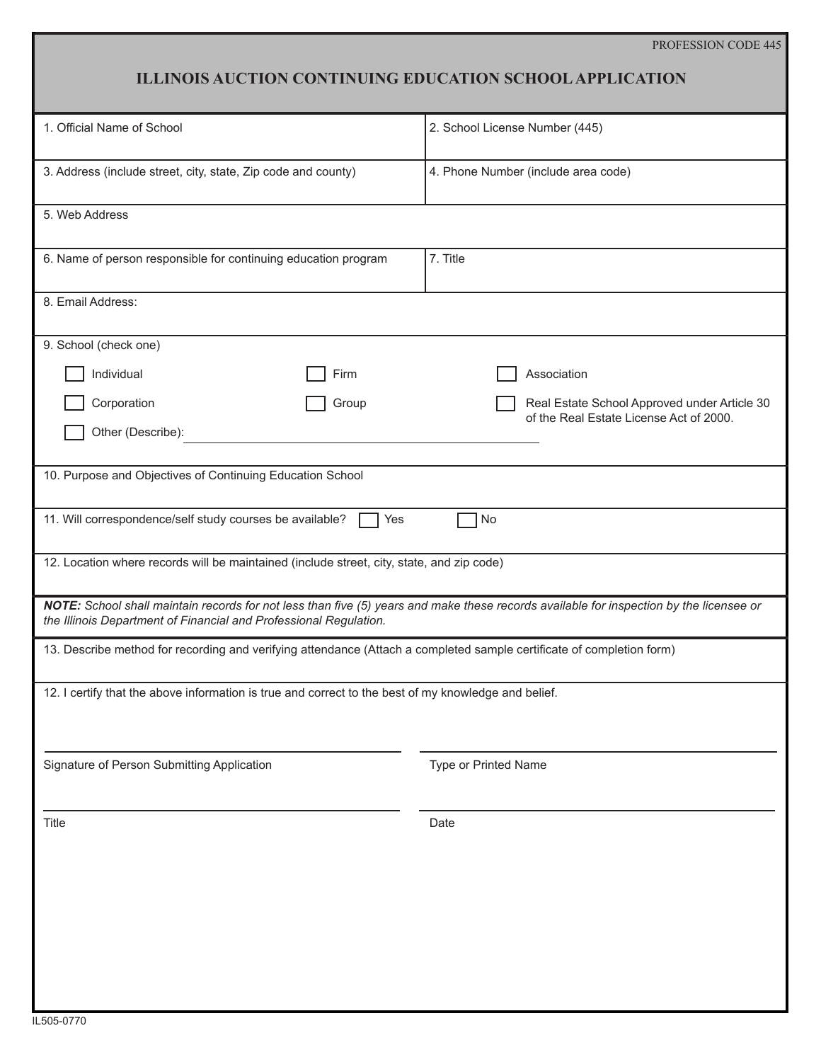PROFESSION CODE 445

# ILLINOIS AUCTION CONTINUING EDUCATION SCHOOL APPLICATION

| 1. Official Name of School | 2. School License Number (445) |
|---|---|
| 3. Address (include street, city, state, Zip code and county) | 4. Phone Number (include area code) |

5. Web Address

| 6. Name of person responsible for continuing education program | 7. Title |
|---|---|

8. Email Address:

9. School (check one)

- ☐ Individual
- ☐ Firm
- ☐ Association
- ☐ Corporation
- ☐ Group
- ☐ Real Estate School Approved under Article 30 of the Real Estate License Act of 2000.
- ☐ Other (Describe): ____________________

10. Purpose and Objectives of Continuing Education School

11. Will correspondence/self study courses be available? ☐ Yes ☐ No

12. Location where records will be maintained (include street, city, state, and zip code)

***NOTE:*** *School shall maintain records for not less than five (5) years and make these records available for inspection by the licensee or the Illinois Department of Financial and Professional Regulation.*

13. Describe method for recording and verifying attendance (Attach a completed sample certificate of completion form)

12. I certify that the above information is true and correct to the best of my knowledge and belief.

| | |
|---|---|
| Signature of Person Submitting Application | Type or Printed Name |
| Title | Date |

IL505-0770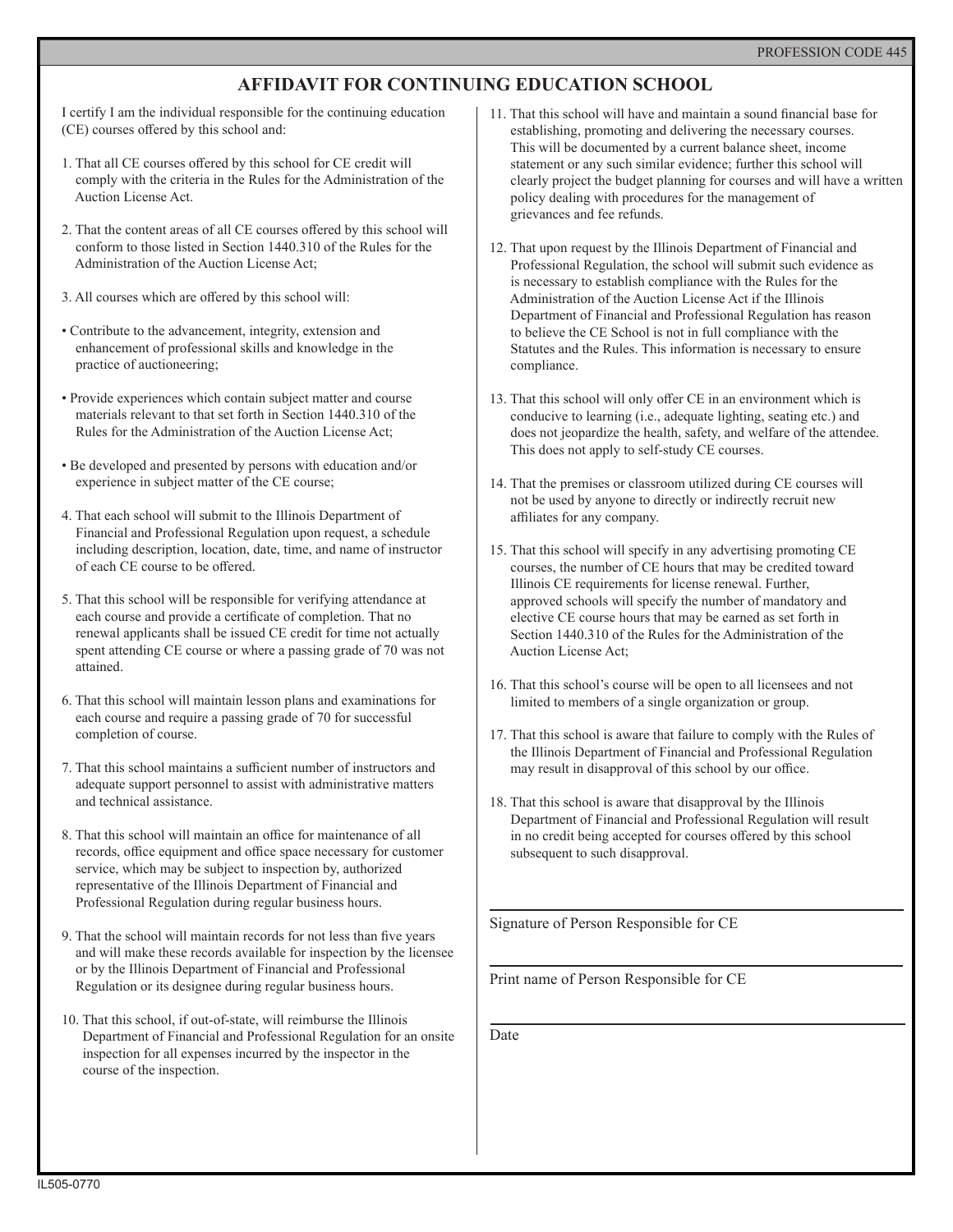PROFESSION CODE 445

# AFFIDAVIT FOR CONTINUING EDUCATION SCHOOL

I certify I am the individual responsible for the continuing education (CE) courses offered by this school and:

1. That all CE courses offered by this school for CE credit will comply with the criteria in the Rules for the Administration of the Auction License Act.

2. That the content areas of all CE courses offered by this school will conform to those listed in Section 1440.310 of the Rules for the Administration of the Auction License Act;

3. All courses which are offered by this school will:

- Contribute to the advancement, integrity, extension and enhancement of professional skills and knowledge in the practice of auctioneering;

- Provide experiences which contain subject matter and course materials relevant to that set forth in Section 1440.310 of the Rules for the Administration of the Auction License Act;

- Be developed and presented by persons with education and/or experience in subject matter of the CE course;

4. That each school will submit to the Illinois Department of Financial and Professional Regulation upon request, a schedule including description, location, date, time, and name of instructor of each CE course to be offered.

5. That this school will be responsible for verifying attendance at each course and provide a certificate of completion. That no renewal applicants shall be issued CE credit for time not actually spent attending CE course or where a passing grade of 70 was not attained.

6. That this school will maintain lesson plans and examinations for each course and require a passing grade of 70 for successful completion of course.

7. That this school maintains a sufficient number of instructors and adequate support personnel to assist with administrative matters and technical assistance.

8. That this school will maintain an office for maintenance of all records, office equipment and office space necessary for customer service, which may be subject to inspection by, authorized representative of the Illinois Department of Financial and Professional Regulation during regular business hours.

9. That the school will maintain records for not less than five years and will make these records available for inspection by the licensee or by the Illinois Department of Financial and Professional Regulation or its designee during regular business hours.

10. That this school, if out-of-state, will reimburse the Illinois Department of Financial and Professional Regulation for an onsite inspection for all expenses incurred by the inspector in the course of the inspection.

11. That this school will have and maintain a sound financial base for establishing, promoting and delivering the necessary courses. This will be documented by a current balance sheet, income statement or any such similar evidence; further this school will clearly project the budget planning for courses and will have a written policy dealing with procedures for the management of grievances and fee refunds.

12. That upon request by the Illinois Department of Financial and Professional Regulation, the school will submit such evidence as is necessary to establish compliance with the Rules for the Administration of the Auction License Act if the Illinois Department of Financial and Professional Regulation has reason to believe the CE School is not in full compliance with the Statutes and the Rules. This information is necessary to ensure compliance.

13. That this school will only offer CE in an environment which is conducive to learning (i.e., adequate lighting, seating etc.) and does not jeopardize the health, safety, and welfare of the attendee. This does not apply to self-study CE courses.

14. That the premises or classroom utilized during CE courses will not be used by anyone to directly or indirectly recruit new affiliates for any company.

15. That this school will specify in any advertising promoting CE courses, the number of CE hours that may be credited toward Illinois CE requirements for license renewal. Further, approved schools will specify the number of mandatory and elective CE course hours that may be earned as set forth in Section 1440.310 of the Rules for the Administration of the Auction License Act;

16. That this school's course will be open to all licensees and not limited to members of a single organization or group.

17. That this school is aware that failure to comply with the Rules of the Illinois Department of Financial and Professional Regulation may result in disapproval of this school by our office.

18. That this school is aware that disapproval by the Illinois Department of Financial and Professional Regulation will result in no credit being accepted for courses offered by this school subsequent to such disapproval.

Signature of Person Responsible for CE

Print name of Person Responsible for CE

Date

IL505-0770